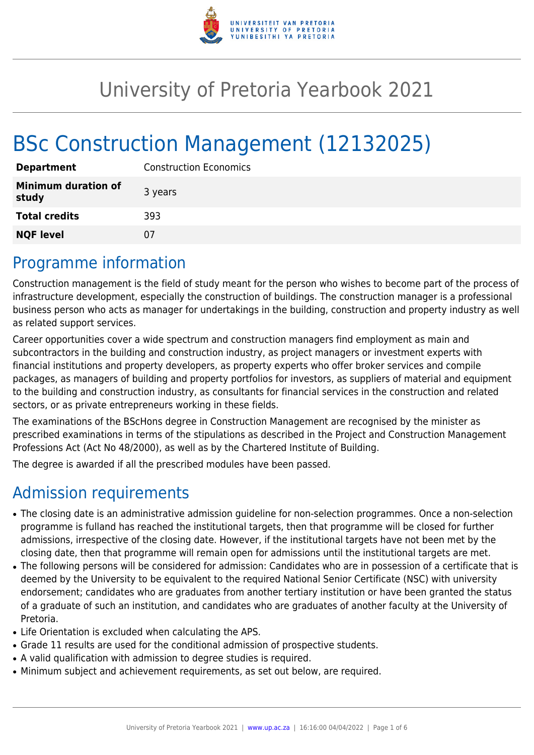# University of Pretoria Yearbook 2021

# BSc Construction Management (12132025)

| | |
|---|---|
| **Department** | Construction Economics |
| **Minimum duration of study** | 3 years |
| **Total credits** | 393 |
| **NQF level** | 07 |

## Programme information

Construction management is the field of study meant for the person who wishes to become part of the process of infrastructure development, especially the construction of buildings. The construction manager is a professional business person who acts as manager for undertakings in the building, construction and property industry as well as related support services.

Career opportunities cover a wide spectrum and construction managers find employment as main and subcontractors in the building and construction industry, as project managers or investment experts with financial institutions and property developers, as property experts who offer broker services and compile packages, as managers of building and property portfolios for investors, as suppliers of material and equipment to the building and construction industry, as consultants for financial services in the construction and related sectors, or as private entrepreneurs working in these fields.

The examinations of the BScHons degree in Construction Management are recognised by the minister as prescribed examinations in terms of the stipulations as described in the Project and Construction Management Professions Act (Act No 48/2000), as well as by the Chartered Institute of Building.

The degree is awarded if all the prescribed modules have been passed.

## Admission requirements

- The closing date is an administrative admission guideline for non-selection programmes. Once a non-selection programme is fulland has reached the institutional targets, then that programme will be closed for further admissions, irrespective of the closing date. However, if the institutional targets have not been met by the closing date, then that programme will remain open for admissions until the institutional targets are met.
- The following persons will be considered for admission: Candidates who are in possession of a certificate that is deemed by the University to be equivalent to the required National Senior Certificate (NSC) with university endorsement; candidates who are graduates from another tertiary institution or have been granted the status of a graduate of such an institution, and candidates who are graduates of another faculty at the University of Pretoria.
- Life Orientation is excluded when calculating the APS.
- Grade 11 results are used for the conditional admission of prospective students.
- A valid qualification with admission to degree studies is required.
- Minimum subject and achievement requirements, as set out below, are required.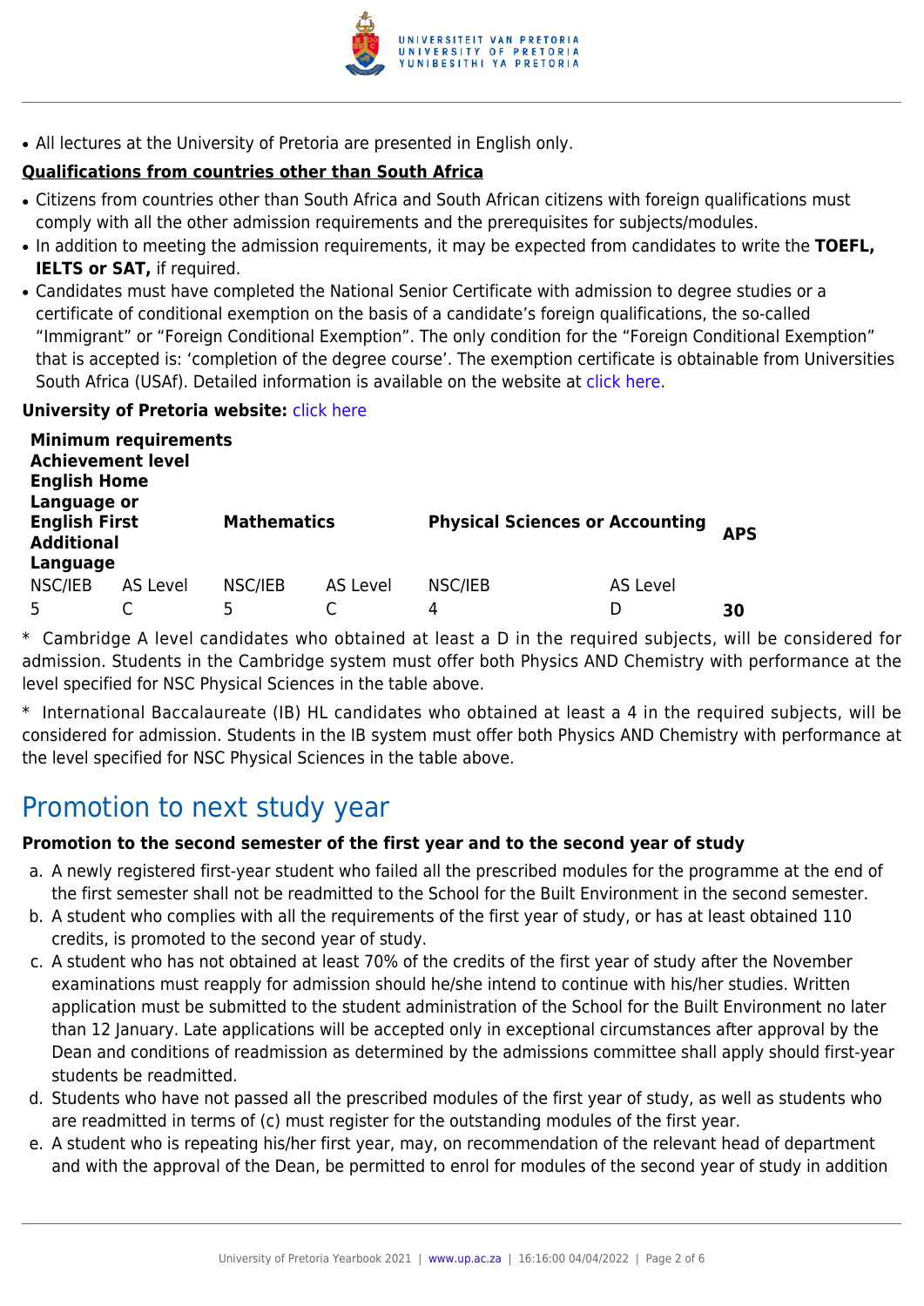- All lectures at the University of Pretoria are presented in English only.

**Qualifications from countries other than South Africa**

- Citizens from countries other than South Africa and South African citizens with foreign qualifications must comply with all the other admission requirements and the prerequisites for subjects/modules.
- In addition to meeting the admission requirements, it may be expected from candidates to write the **TOEFL, IELTS or SAT,** if required.
- Candidates must have completed the National Senior Certificate with admission to degree studies or a certificate of conditional exemption on the basis of a candidate's foreign qualifications, the so-called "Immigrant" or "Foreign Conditional Exemption". The only condition for the "Foreign Conditional Exemption" that is accepted is: 'completion of the degree course'. The exemption certificate is obtainable from Universities South Africa (USAf). Detailed information is available on the website at click here.

**University of Pretoria website:** click here

| **Minimum requirements Achievement level English Home Language or English First Additional Language** | | **Mathematics** | | **Physical Sciences or Accounting** | | **APS** |
|---|---|---|---|---|---|---|
| NSC/IEB | AS Level | NSC/IEB | AS Level | NSC/IEB | AS Level | |
| 5 | C | 5 | C | 4 | D | **30** |

\* Cambridge A level candidates who obtained at least a D in the required subjects, will be considered for admission. Students in the Cambridge system must offer both Physics AND Chemistry with performance at the level specified for NSC Physical Sciences in the table above.

\* International Baccalaureate (IB) HL candidates who obtained at least a 4 in the required subjects, will be considered for admission. Students in the IB system must offer both Physics AND Chemistry with performance at the level specified for NSC Physical Sciences in the table above.

# Promotion to next study year

**Promotion to the second semester of the first year and to the second year of study**

a. A newly registered first-year student who failed all the prescribed modules for the programme at the end of the first semester shall not be readmitted to the School for the Built Environment in the second semester.
b. A student who complies with all the requirements of the first year of study, or has at least obtained 110 credits, is promoted to the second year of study.
c. A student who has not obtained at least 70% of the credits of the first year of study after the November examinations must reapply for admission should he/she intend to continue with his/her studies. Written application must be submitted to the student administration of the School for the Built Environment no later than 12 January. Late applications will be accepted only in exceptional circumstances after approval by the Dean and conditions of readmission as determined by the admissions committee shall apply should first-year students be readmitted.
d. Students who have not passed all the prescribed modules of the first year of study, as well as students who are readmitted in terms of (c) must register for the outstanding modules of the first year.
e. A student who is repeating his/her first year, may, on recommendation of the relevant head of department and with the approval of the Dean, be permitted to enrol for modules of the second year of study in addition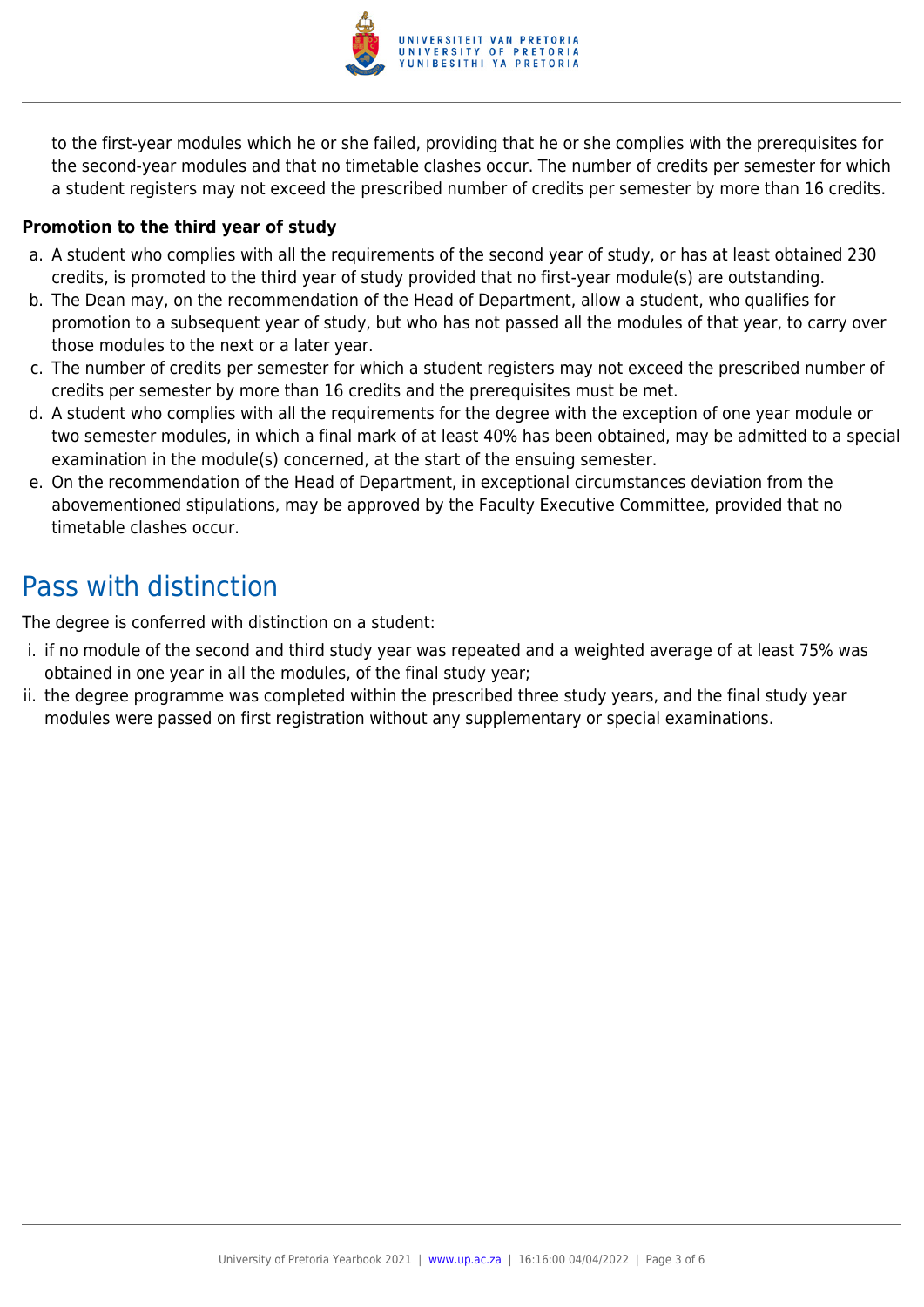to the first-year modules which he or she failed, providing that he or she complies with the prerequisites for the second-year modules and that no timetable clashes occur. The number of credits per semester for which a student registers may not exceed the prescribed number of credits per semester by more than 16 credits.

**Promotion to the third year of study**

a. A student who complies with all the requirements of the second year of study, or has at least obtained 230 credits, is promoted to the third year of study provided that no first-year module(s) are outstanding.
b. The Dean may, on the recommendation of the Head of Department, allow a student, who qualifies for promotion to a subsequent year of study, but who has not passed all the modules of that year, to carry over those modules to the next or a later year.
c. The number of credits per semester for which a student registers may not exceed the prescribed number of credits per semester by more than 16 credits and the prerequisites must be met.
d. A student who complies with all the requirements for the degree with the exception of one year module or two semester modules, in which a final mark of at least 40% has been obtained, may be admitted to a special examination in the module(s) concerned, at the start of the ensuing semester.
e. On the recommendation of the Head of Department, in exceptional circumstances deviation from the abovementioned stipulations, may be approved by the Faculty Executive Committee, provided that no timetable clashes occur.

## Pass with distinction

The degree is conferred with distinction on a student:

i. if no module of the second and third study year was repeated and a weighted average of at least 75% was obtained in one year in all the modules, of the final study year;
ii. the degree programme was completed within the prescribed three study years, and the final study year modules were passed on first registration without any supplementary or special examinations.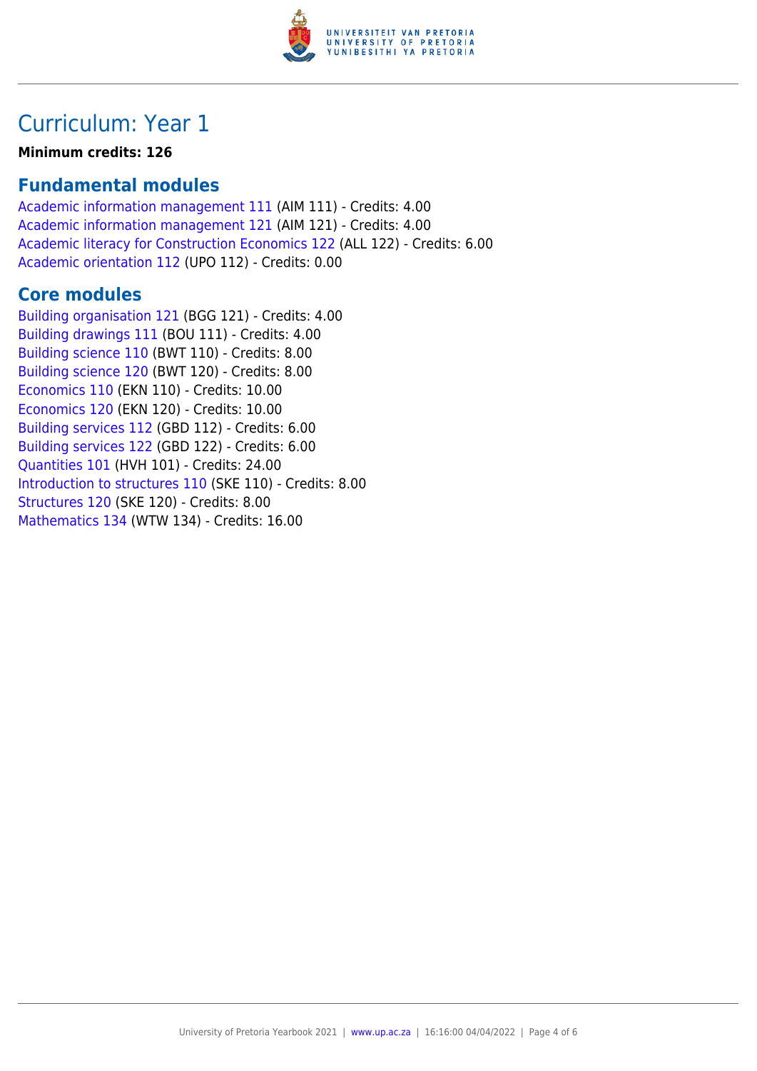# Curriculum: Year 1

**Minimum credits: 126**

## Fundamental modules

Academic information management 111 (AIM 111) - Credits: 4.00
Academic information management 121 (AIM 121) - Credits: 4.00
Academic literacy for Construction Economics 122 (ALL 122) - Credits: 6.00
Academic orientation 112 (UPO 112) - Credits: 0.00

## Core modules

Building organisation 121 (BGG 121) - Credits: 4.00
Building drawings 111 (BOU 111) - Credits: 4.00
Building science 110 (BWT 110) - Credits: 8.00
Building science 120 (BWT 120) - Credits: 8.00
Economics 110 (EKN 110) - Credits: 10.00
Economics 120 (EKN 120) - Credits: 10.00
Building services 112 (GBD 112) - Credits: 6.00
Building services 122 (GBD 122) - Credits: 6.00
Quantities 101 (HVH 101) - Credits: 24.00
Introduction to structures 110 (SKE 110) - Credits: 8.00
Structures 120 (SKE 120) - Credits: 8.00
Mathematics 134 (WTW 134) - Credits: 16.00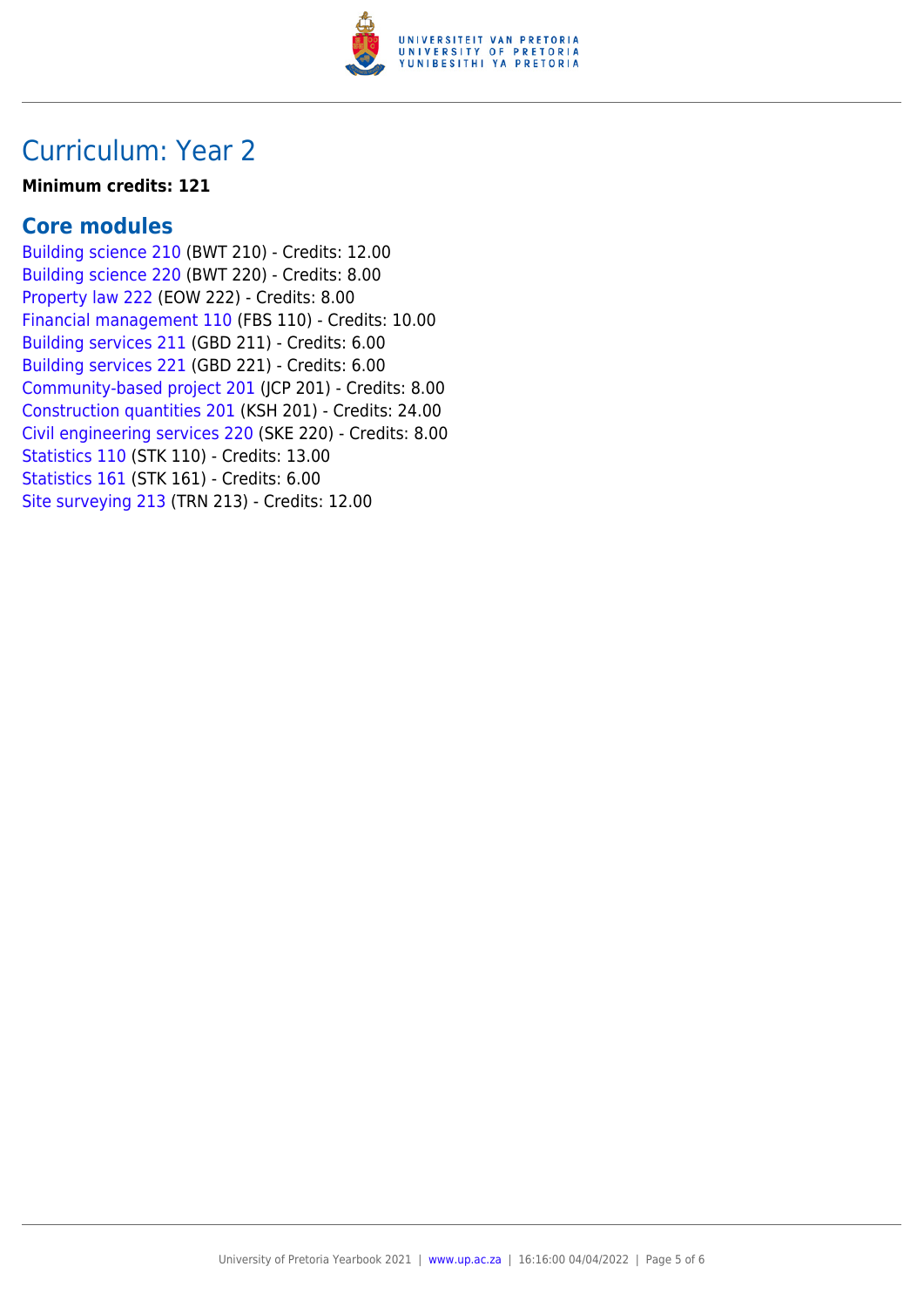# Curriculum: Year 2

**Minimum credits: 121**

## Core modules

Building science 210 (BWT 210) - Credits: 12.00
Building science 220 (BWT 220) - Credits: 8.00
Property law 222 (EOW 222) - Credits: 8.00
Financial management 110 (FBS 110) - Credits: 10.00
Building services 211 (GBD 211) - Credits: 6.00
Building services 221 (GBD 221) - Credits: 6.00
Community-based project 201 (JCP 201) - Credits: 8.00
Construction quantities 201 (KSH 201) - Credits: 24.00
Civil engineering services 220 (SKE 220) - Credits: 8.00
Statistics 110 (STK 110) - Credits: 13.00
Statistics 161 (STK 161) - Credits: 6.00
Site surveying 213 (TRN 213) - Credits: 12.00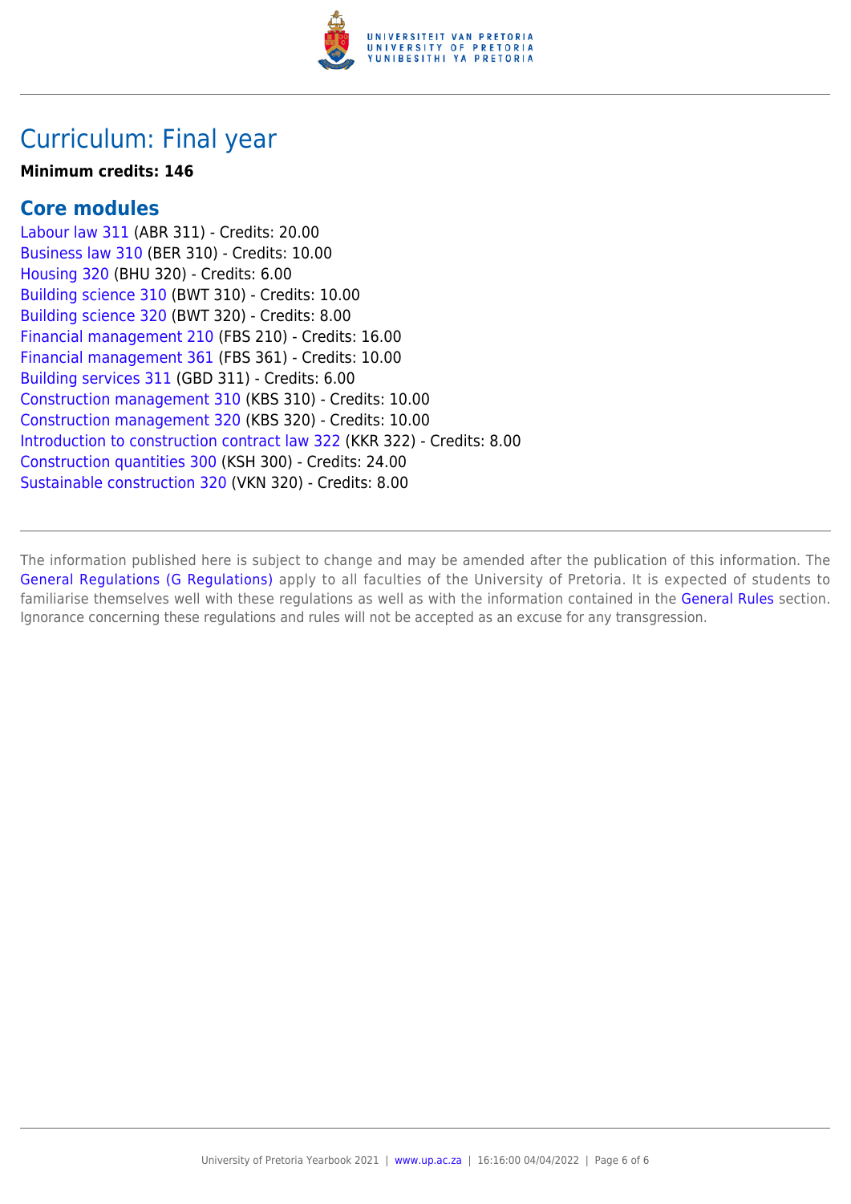# Curriculum: Final year

**Minimum credits: 146**

## Core modules

Labour law 311 (ABR 311) - Credits: 20.00
Business law 310 (BER 310) - Credits: 10.00
Housing 320 (BHU 320) - Credits: 6.00
Building science 310 (BWT 310) - Credits: 10.00
Building science 320 (BWT 320) - Credits: 8.00
Financial management 210 (FBS 210) - Credits: 16.00
Financial management 361 (FBS 361) - Credits: 10.00
Building services 311 (GBD 311) - Credits: 6.00
Construction management 310 (KBS 310) - Credits: 10.00
Construction management 320 (KBS 320) - Credits: 10.00
Introduction to construction contract law 322 (KKR 322) - Credits: 8.00
Construction quantities 300 (KSH 300) - Credits: 24.00
Sustainable construction 320 (VKN 320) - Credits: 8.00

The information published here is subject to change and may be amended after the publication of this information. The General Regulations (G Regulations) apply to all faculties of the University of Pretoria. It is expected of students to familiarise themselves well with these regulations as well as with the information contained in the General Rules section. Ignorance concerning these regulations and rules will not be accepted as an excuse for any transgression.